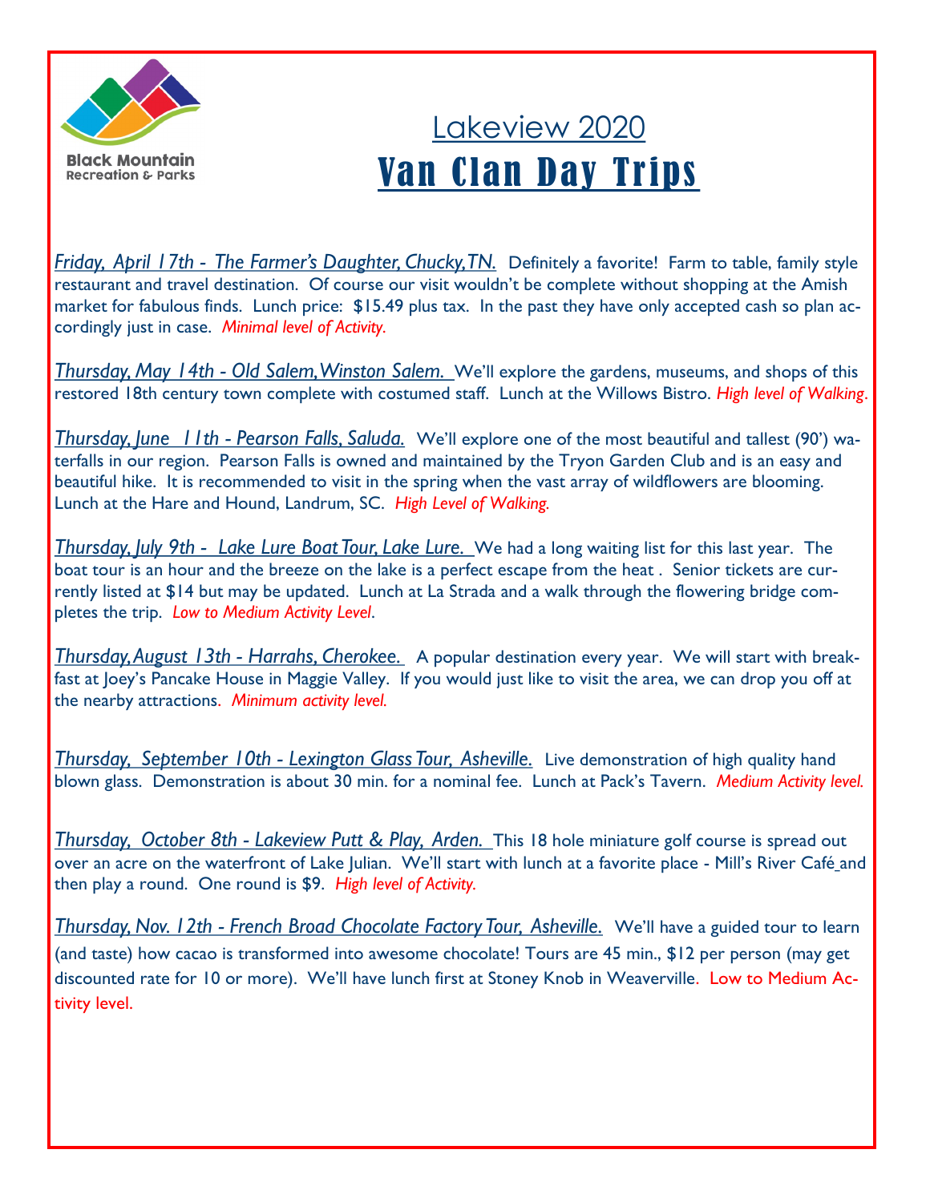Black Mountain
Recreation & Parks

# Lakeview 2020
# Van Clan Day Trips

*Friday, April 17th - The Farmer's Daughter, Chucky, TN.* Definitely a favorite! Farm to table, family style restaurant and travel destination. Of course our visit wouldn't be complete without shopping at the Amish market for fabulous finds. Lunch price: $15.49 plus tax. In the past they have only accepted cash so plan accordingly just in case. *Minimal level of Activity.*

*Thursday, May 14th - Old Salem, Winston Salem.* We'll explore the gardens, museums, and shops of this restored 18th century town complete with costumed staff. Lunch at the Willows Bistro. *High level of Walking.*

*Thursday, June 11th - Pearson Falls, Saluda.* We'll explore one of the most beautiful and tallest (90') waterfalls in our region. Pearson Falls is owned and maintained by the Tryon Garden Club and is an easy and beautiful hike. It is recommended to visit in the spring when the vast array of wildflowers are blooming. Lunch at the Hare and Hound, Landrum, SC. *High Level of Walking.*

*Thursday, July 9th - Lake Lure Boat Tour, Lake Lure.* We had a long waiting list for this last year. The boat tour is an hour and the breeze on the lake is a perfect escape from the heat . Senior tickets are currently listed at $14 but may be updated. Lunch at La Strada and a walk through the flowering bridge completes the trip. *Low to Medium Activity Level.*

*Thursday, August 13th - Harrahs, Cherokee.* A popular destination every year. We will start with breakfast at Joey's Pancake House in Maggie Valley. If you would just like to visit the area, we can drop you off at the nearby attractions. *Minimum activity level.*

*Thursday, September 10th - Lexington Glass Tour, Asheville.* Live demonstration of high quality hand blown glass. Demonstration is about 30 min. for a nominal fee. Lunch at Pack's Tavern. *Medium Activity level.*

*Thursday, October 8th - Lakeview Putt & Play, Arden.* This 18 hole miniature golf course is spread out over an acre on the waterfront of Lake Julian. We'll start with lunch at a favorite place - Mill's River Café and then play a round. One round is $9. *High level of Activity.*

*Thursday, Nov. 12th - French Broad Chocolate Factory Tour, Asheville.* We'll have a guided tour to learn (and taste) how cacao is transformed into awesome chocolate! Tours are 45 min., $12 per person (may get discounted rate for 10 or more). We'll have lunch first at Stoney Knob in Weaverville. Low to Medium Activity level.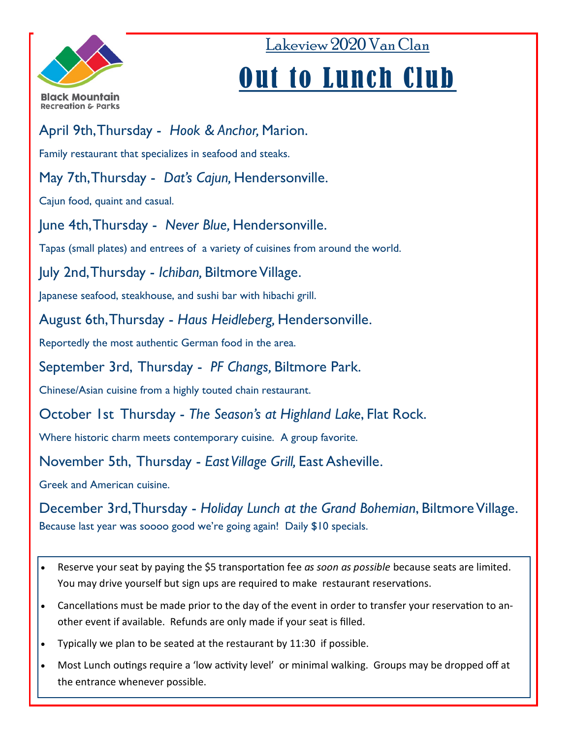Black Mountain
Recreation & Parks

Lakeview 2020 Van Clan

# Out to Lunch Club

April 9th, Thursday - *Hook & Anchor,* Marion.

Family restaurant that specializes in seafood and steaks.

May 7th, Thursday - *Dat's Cajun,* Hendersonville.

Cajun food, quaint and casual.

June 4th, Thursday - *Never Blue,* Hendersonville.

Tapas (small plates) and entrees of a variety of cuisines from around the world.

July 2nd, Thursday - *Ichiban,* Biltmore Village.

Japanese seafood, steakhouse, and sushi bar with hibachi grill.

August 6th, Thursday - *Haus Heidleberg,* Hendersonville.

Reportedly the most authentic German food in the area.

September 3rd, Thursday - *PF Changs,* Biltmore Park.

Chinese/Asian cuisine from a highly touted chain restaurant.

October 1st Thursday - *The Season's at Highland Lake*, Flat Rock.

Where historic charm meets contemporary cuisine. A group favorite.

November 5th, Thursday - *East Village Grill,* East Asheville.

Greek and American cuisine.

December 3rd, Thursday - *Holiday Lunch at the Grand Bohemian*, Biltmore Village.
Because last year was soooo good we're going again! Daily $10 specials.

- Reserve your seat by paying the $5 transportation fee *as soon as possible* because seats are limited. You may drive yourself but sign ups are required to make restaurant reservations.
- Cancellations must be made prior to the day of the event in order to transfer your reservation to another event if available. Refunds are only made if your seat is filled.
- Typically we plan to be seated at the restaurant by 11:30 if possible.
- Most Lunch outings require a 'low activity level' or minimal walking. Groups may be dropped off at the entrance whenever possible.